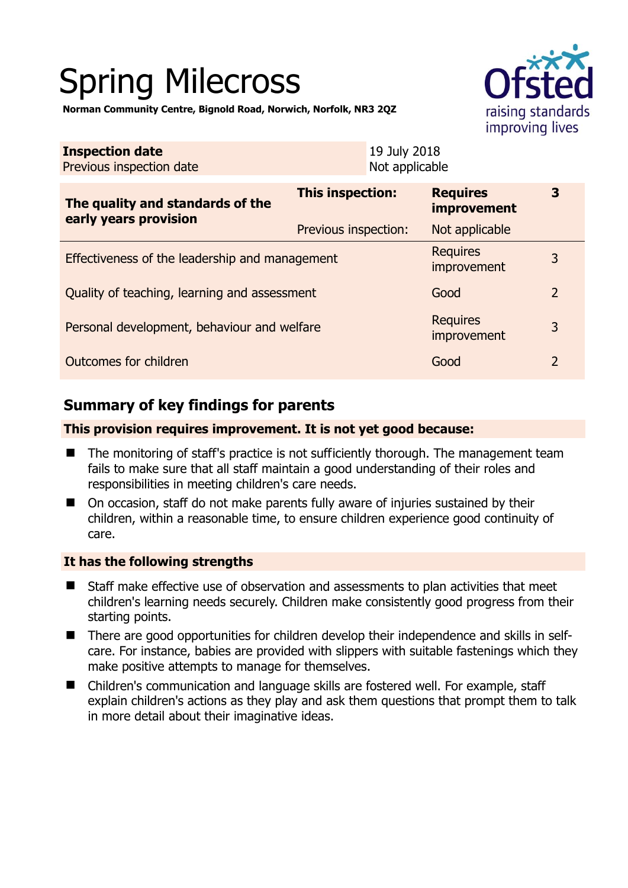# Spring Milecross

**Norman Community Centre, Bignold Road, Norwich, Norfolk, NR3 2QZ**

| **Inspection date** | 19 July 2018 |
|---|---|
| Previous inspection date | Not applicable |

| **The quality and standards of the early years provision** | **This inspection:** | **Requires improvement** | **3** |
|---|---|---|---|
| | Previous inspection: | Not applicable | |
| Effectiveness of the leadership and management | | Requires improvement | 3 |
| Quality of teaching, learning and assessment | | Good | 2 |
| Personal development, behaviour and welfare | | Requires improvement | 3 |
| Outcomes for children | | Good | 2 |

## Summary of key findings for parents

**This provision requires improvement. It is not yet good because:**

- The monitoring of staff's practice is not sufficiently thorough. The management team fails to make sure that all staff maintain a good understanding of their roles and responsibilities in meeting children's care needs.
- On occasion, staff do not make parents fully aware of injuries sustained by their children, within a reasonable time, to ensure children experience good continuity of care.

**It has the following strengths**

- Staff make effective use of observation and assessments to plan activities that meet children's learning needs securely. Children make consistently good progress from their starting points.
- There are good opportunities for children develop their independence and skills in self-care. For instance, babies are provided with slippers with suitable fastenings which they make positive attempts to manage for themselves.
- Children's communication and language skills are fostered well. For example, staff explain children's actions as they play and ask them questions that prompt them to talk in more detail about their imaginative ideas.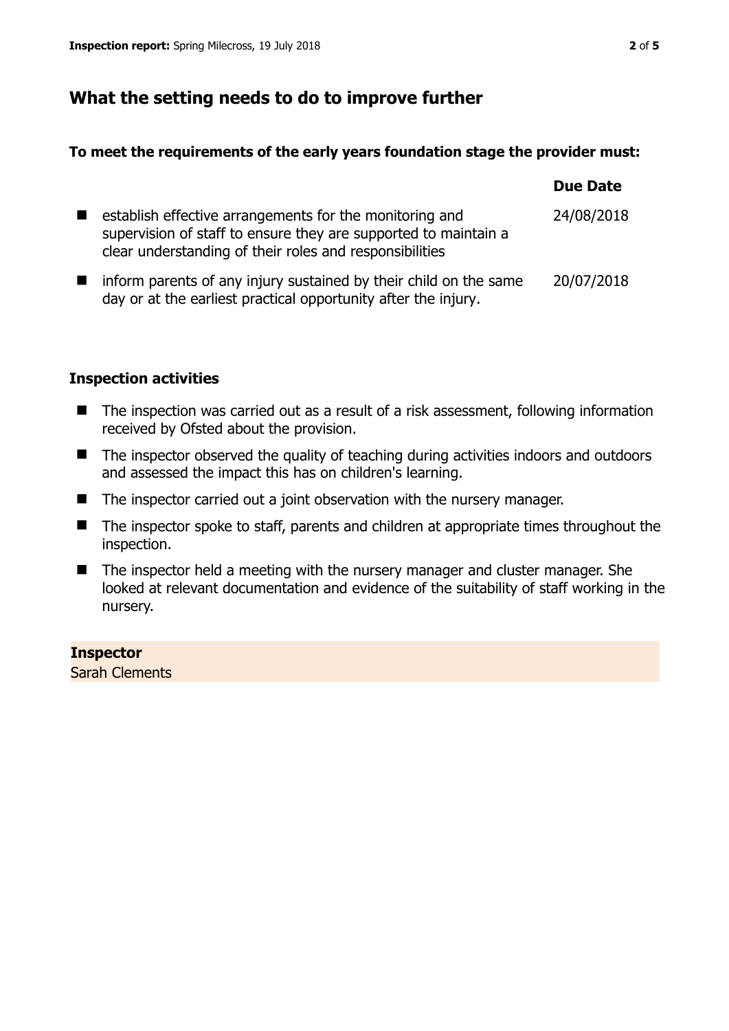## What the setting needs to do to improve further

**To meet the requirements of the early years foundation stage the provider must:**

| | Due Date |
|---|---|
| establish effective arrangements for the monitoring and supervision of staff to ensure they are supported to maintain a clear understanding of their roles and responsibilities | 24/08/2018 |
| inform parents of any injury sustained by their child on the same day or at the earliest practical opportunity after the injury. | 20/07/2018 |

### Inspection activities

- The inspection was carried out as a result of a risk assessment, following information received by Ofsted about the provision.
- The inspector observed the quality of teaching during activities indoors and outdoors and assessed the impact this has on children's learning.
- The inspector carried out a joint observation with the nursery manager.
- The inspector spoke to staff, parents and children at appropriate times throughout the inspection.
- The inspector held a meeting with the nursery manager and cluster manager. She looked at relevant documentation and evidence of the suitability of staff working in the nursery.

**Inspector**
Sarah Clements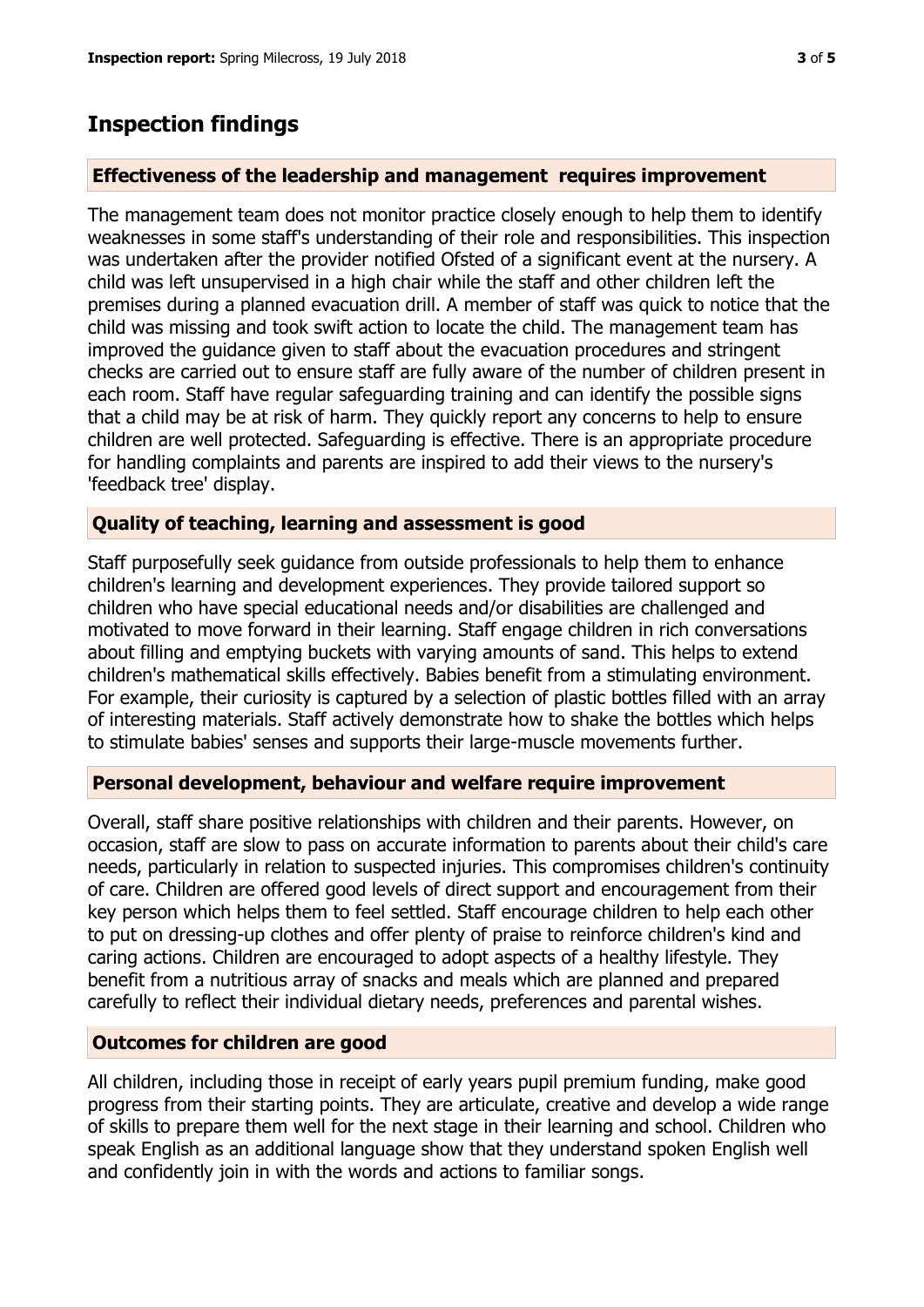## Inspection findings

### Effectiveness of the leadership and management requires improvement

The management team does not monitor practice closely enough to help them to identify weaknesses in some staff's understanding of their role and responsibilities. This inspection was undertaken after the provider notified Ofsted of a significant event at the nursery. A child was left unsupervised in a high chair while the staff and other children left the premises during a planned evacuation drill. A member of staff was quick to notice that the child was missing and took swift action to locate the child. The management team has improved the guidance given to staff about the evacuation procedures and stringent checks are carried out to ensure staff are fully aware of the number of children present in each room. Staff have regular safeguarding training and can identify the possible signs that a child may be at risk of harm. They quickly report any concerns to help to ensure children are well protected. Safeguarding is effective. There is an appropriate procedure for handling complaints and parents are inspired to add their views to the nursery's 'feedback tree' display.

### Quality of teaching, learning and assessment is good

Staff purposefully seek guidance from outside professionals to help them to enhance children's learning and development experiences. They provide tailored support so children who have special educational needs and/or disabilities are challenged and motivated to move forward in their learning. Staff engage children in rich conversations about filling and emptying buckets with varying amounts of sand. This helps to extend children's mathematical skills effectively. Babies benefit from a stimulating environment. For example, their curiosity is captured by a selection of plastic bottles filled with an array of interesting materials. Staff actively demonstrate how to shake the bottles which helps to stimulate babies' senses and supports their large-muscle movements further.

### Personal development, behaviour and welfare require improvement

Overall, staff share positive relationships with children and their parents. However, on occasion, staff are slow to pass on accurate information to parents about their child's care needs, particularly in relation to suspected injuries. This compromises children's continuity of care. Children are offered good levels of direct support and encouragement from their key person which helps them to feel settled. Staff encourage children to help each other to put on dressing-up clothes and offer plenty of praise to reinforce children's kind and caring actions. Children are encouraged to adopt aspects of a healthy lifestyle. They benefit from a nutritious array of snacks and meals which are planned and prepared carefully to reflect their individual dietary needs, preferences and parental wishes.

### Outcomes for children are good

All children, including those in receipt of early years pupil premium funding, make good progress from their starting points. They are articulate, creative and develop a wide range of skills to prepare them well for the next stage in their learning and school. Children who speak English as an additional language show that they understand spoken English well and confidently join in with the words and actions to familiar songs.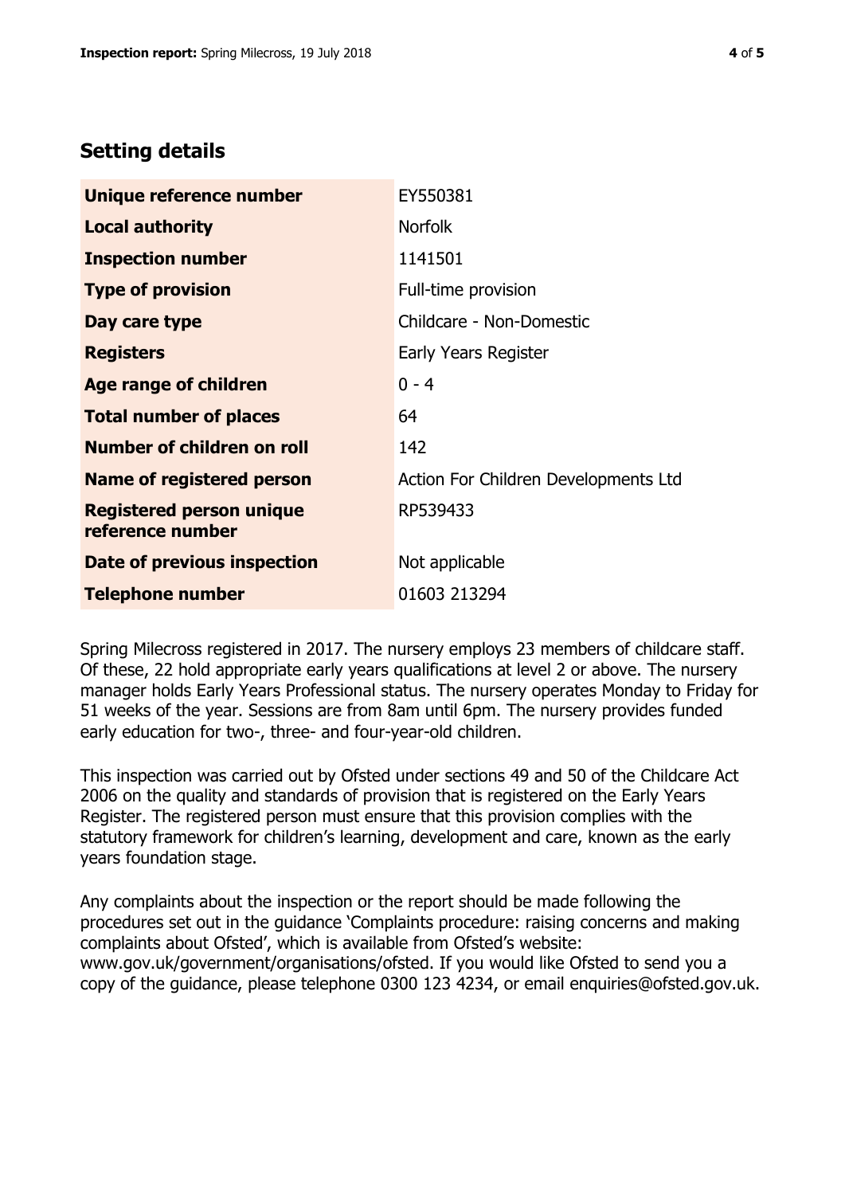## Setting details

| | |
|---|---|
| **Unique reference number** | EY550381 |
| **Local authority** | Norfolk |
| **Inspection number** | 1141501 |
| **Type of provision** | Full-time provision |
| **Day care type** | Childcare - Non-Domestic |
| **Registers** | Early Years Register |
| **Age range of children** | 0 - 4 |
| **Total number of places** | 64 |
| **Number of children on roll** | 142 |
| **Name of registered person** | Action For Children Developments Ltd |
| **Registered person unique reference number** | RP539433 |
| **Date of previous inspection** | Not applicable |
| **Telephone number** | 01603 213294 |

Spring Milecross registered in 2017. The nursery employs 23 members of childcare staff. Of these, 22 hold appropriate early years qualifications at level 2 or above. The nursery manager holds Early Years Professional status. The nursery operates Monday to Friday for 51 weeks of the year. Sessions are from 8am until 6pm. The nursery provides funded early education for two-, three- and four-year-old children.

This inspection was carried out by Ofsted under sections 49 and 50 of the Childcare Act 2006 on the quality and standards of provision that is registered on the Early Years Register. The registered person must ensure that this provision complies with the statutory framework for children's learning, development and care, known as the early years foundation stage.

Any complaints about the inspection or the report should be made following the procedures set out in the guidance 'Complaints procedure: raising concerns and making complaints about Ofsted', which is available from Ofsted's website: www.gov.uk/government/organisations/ofsted. If you would like Ofsted to send you a copy of the guidance, please telephone 0300 123 4234, or email enquiries@ofsted.gov.uk.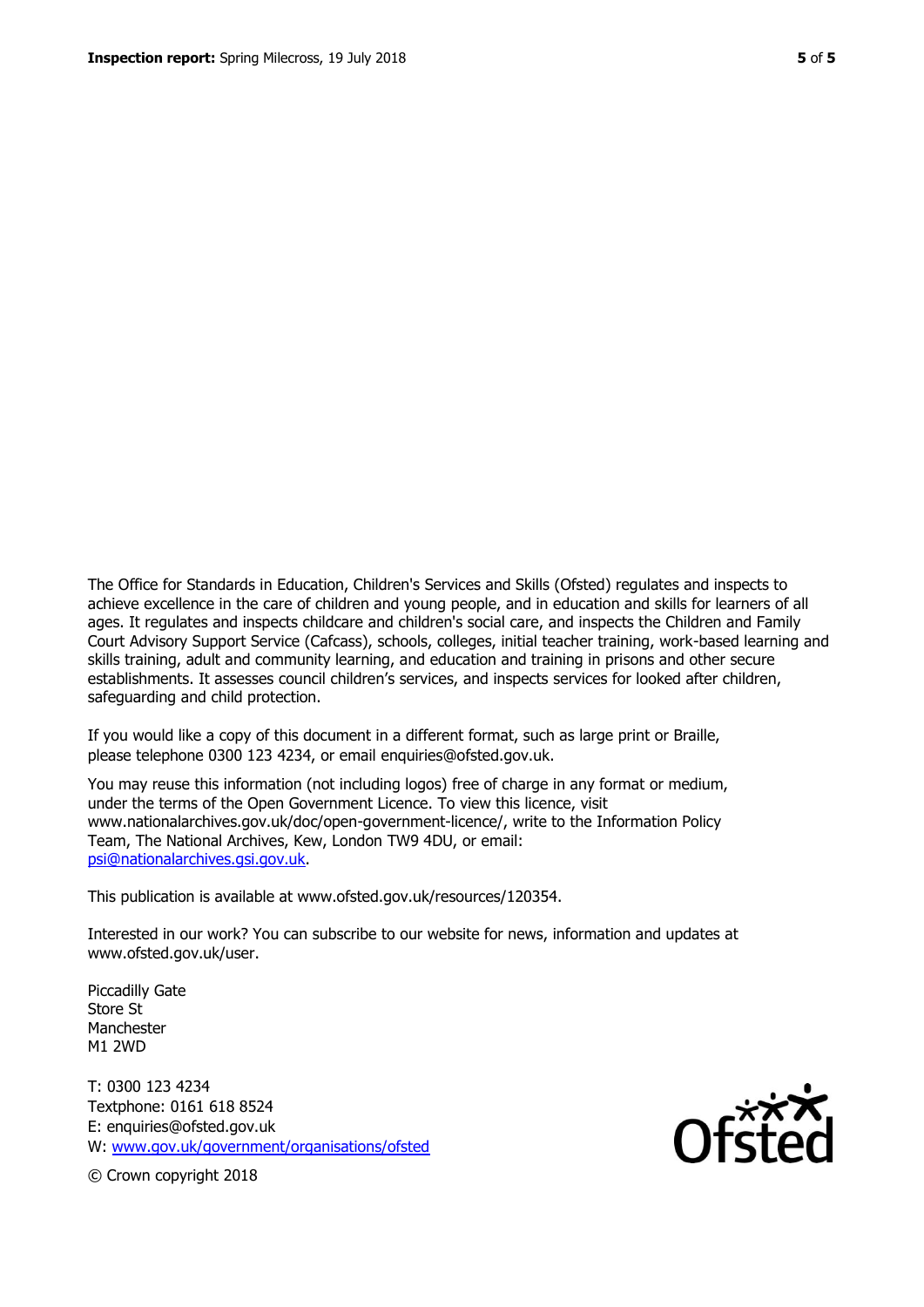The Office for Standards in Education, Children's Services and Skills (Ofsted) regulates and inspects to achieve excellence in the care of children and young people, and in education and skills for learners of all ages. It regulates and inspects childcare and children's social care, and inspects the Children and Family Court Advisory Support Service (Cafcass), schools, colleges, initial teacher training, work-based learning and skills training, adult and community learning, and education and training in prisons and other secure establishments. It assesses council children's services, and inspects services for looked after children, safeguarding and child protection.

If you would like a copy of this document in a different format, such as large print or Braille, please telephone 0300 123 4234, or email enquiries@ofsted.gov.uk.

You may reuse this information (not including logos) free of charge in any format or medium, under the terms of the Open Government Licence. To view this licence, visit www.nationalarchives.gov.uk/doc/open-government-licence/, write to the Information Policy Team, The National Archives, Kew, London TW9 4DU, or email: psi@nationalarchives.gsi.gov.uk.

This publication is available at www.ofsted.gov.uk/resources/120354.

Interested in our work? You can subscribe to our website for news, information and updates at www.ofsted.gov.uk/user.

Piccadilly Gate
Store St
Manchester
M1 2WD

T: 0300 123 4234
Textphone: 0161 618 8524
E: enquiries@ofsted.gov.uk
W: www.gov.uk/government/organisations/ofsted

© Crown copyright 2018